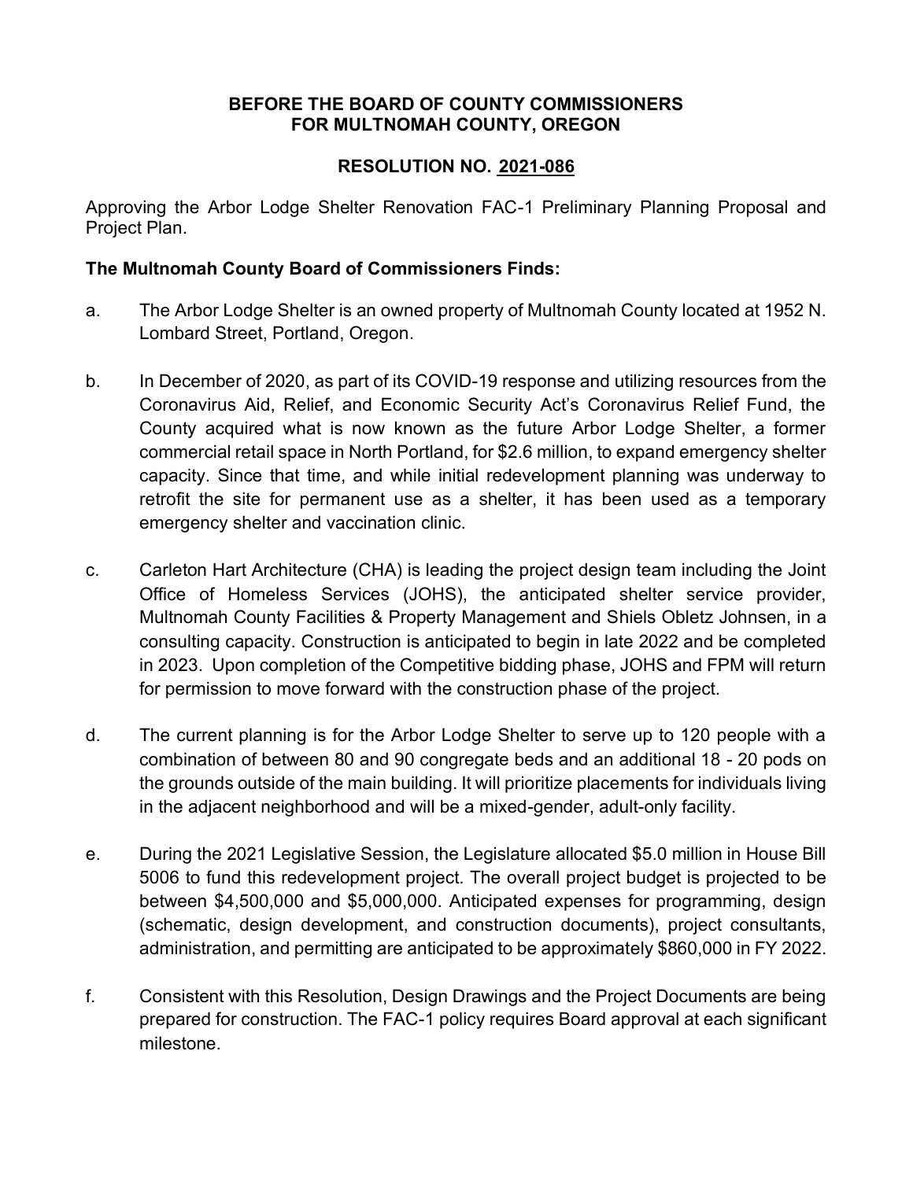**BEFORE THE BOARD OF COUNTY COMMISSIONERS**
**FOR MULTNOMAH COUNTY, OREGON**

**RESOLUTION NO. 2021-086**

Approving the Arbor Lodge Shelter Renovation FAC-1 Preliminary Planning Proposal and Project Plan.

**The Multnomah County Board of Commissioners Finds:**

a. The Arbor Lodge Shelter is an owned property of Multnomah County located at 1952 N. Lombard Street, Portland, Oregon.

b. In December of 2020, as part of its COVID-19 response and utilizing resources from the Coronavirus Aid, Relief, and Economic Security Act's Coronavirus Relief Fund, the County acquired what is now known as the future Arbor Lodge Shelter, a former commercial retail space in North Portland, for $2.6 million, to expand emergency shelter capacity. Since that time, and while initial redevelopment planning was underway to retrofit the site for permanent use as a shelter, it has been used as a temporary emergency shelter and vaccination clinic.

c. Carleton Hart Architecture (CHA) is leading the project design team including the Joint Office of Homeless Services (JOHS), the anticipated shelter service provider, Multnomah County Facilities & Property Management and Shiels Obletz Johnsen, in a consulting capacity. Construction is anticipated to begin in late 2022 and be completed in 2023. Upon completion of the Competitive bidding phase, JOHS and FPM will return for permission to move forward with the construction phase of the project.

d. The current planning is for the Arbor Lodge Shelter to serve up to 120 people with a combination of between 80 and 90 congregate beds and an additional 18 - 20 pods on the grounds outside of the main building. It will prioritize placements for individuals living in the adjacent neighborhood and will be a mixed-gender, adult-only facility.

e. During the 2021 Legislative Session, the Legislature allocated $5.0 million in House Bill 5006 to fund this redevelopment project. The overall project budget is projected to be between $4,500,000 and $5,000,000. Anticipated expenses for programming, design (schematic, design development, and construction documents), project consultants, administration, and permitting are anticipated to be approximately $860,000 in FY 2022.

f. Consistent with this Resolution, Design Drawings and the Project Documents are being prepared for construction. The FAC-1 policy requires Board approval at each significant milestone.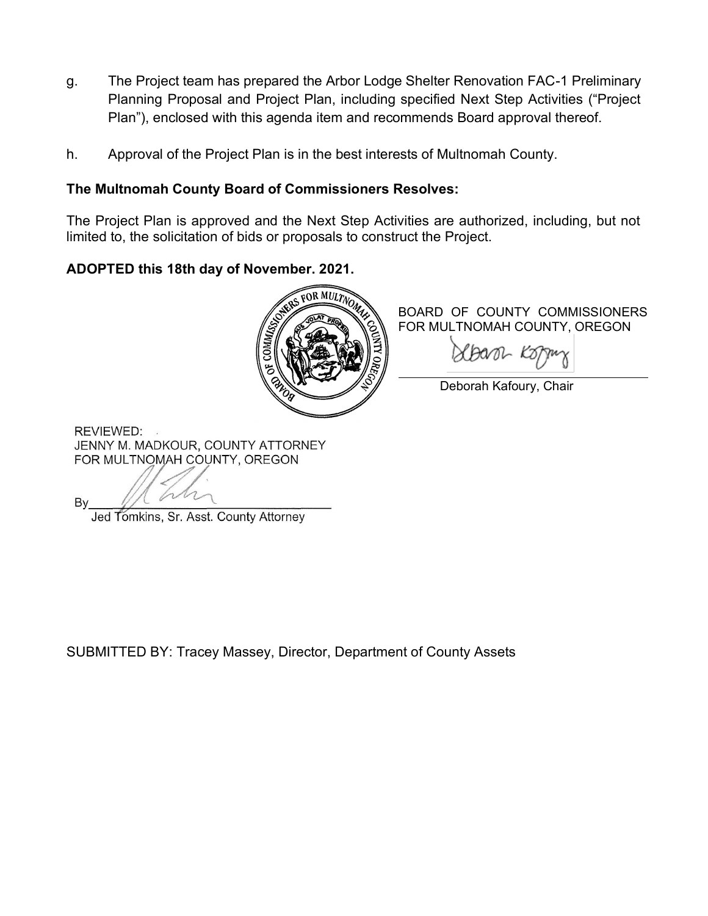g. The Project team has prepared the Arbor Lodge Shelter Renovation FAC-1 Preliminary Planning Proposal and Project Plan, including specified Next Step Activities ("Project Plan"), enclosed with this agenda item and recommends Board approval thereof.

h. Approval of the Project Plan is in the best interests of Multnomah County.

**The Multnomah County Board of Commissioners Resolves:**

The Project Plan is approved and the Next Step Activities are authorized, including, but not limited to, the solicitation of bids or proposals to construct the Project.

**ADOPTED this 18th day of November. 2021.**

BOARD OF COUNTY COMMISSIONERS
FOR MULTNOMAH COUNTY, OREGON

Deborah Kafoury, Chair

REVIEWED:
JENNY M. MADKOUR, COUNTY ATTORNEY
FOR MULTNOMAH COUNTY, OREGON

By
Jed Tomkins, Sr. Asst. County Attorney

SUBMITTED BY: Tracey Massey, Director, Department of County Assets